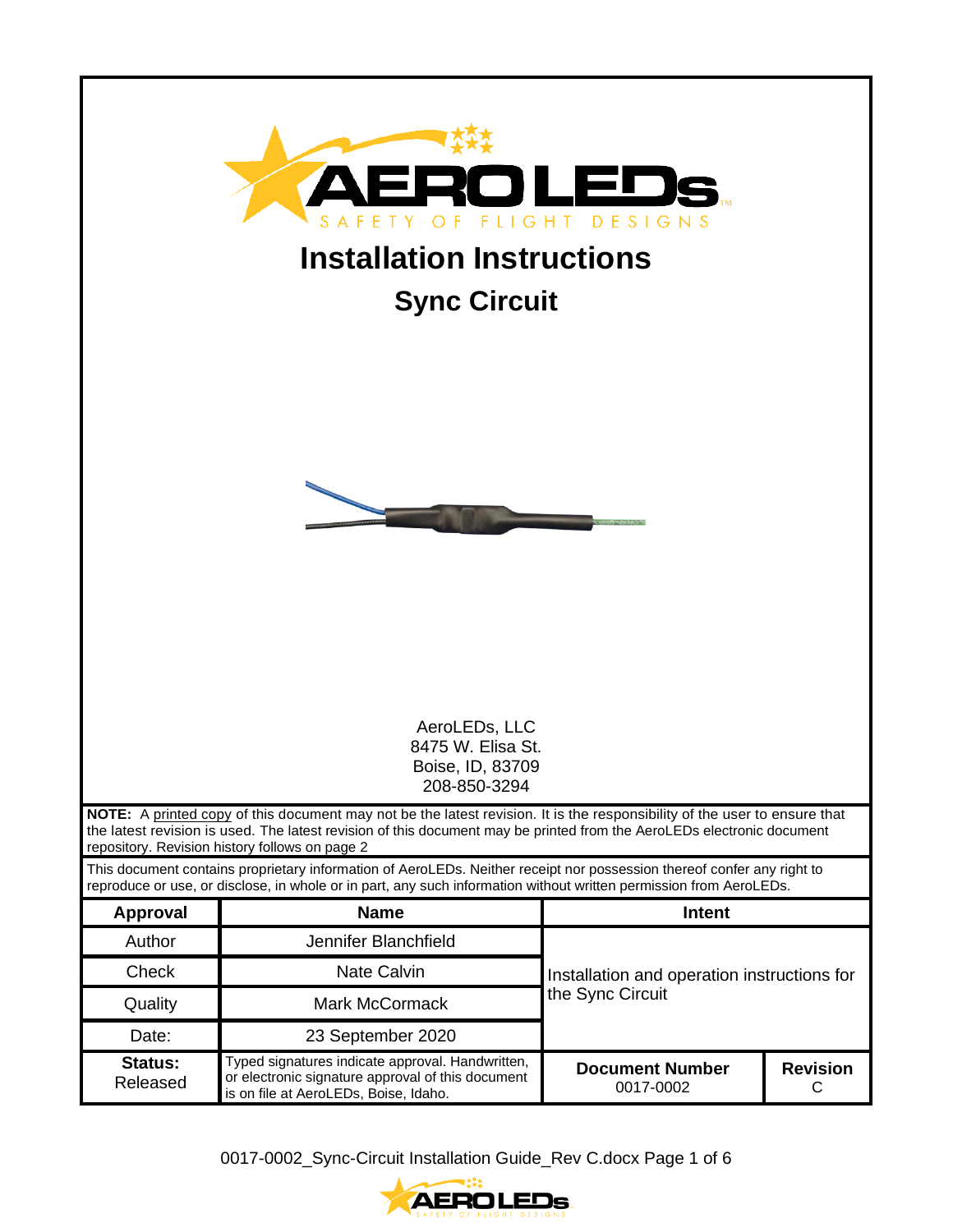# Installation Instructions

## Sync Circuit

AeroLEDs, LLC
8475 W. Elisa St.
Boise, ID, 83709
208-850-3294

**NOTE:** A printed copy of this document may not be the latest revision. It is the responsibility of the user to ensure that the latest revision is used. The latest revision of this document may be printed from the AeroLEDs electronic document repository. Revision history follows on page 2

This document contains proprietary information of AeroLEDs. Neither receipt nor possession thereof confer any right to reproduce or use, or disclose, in whole or in part, any such information without written permission from AeroLEDs.

| Approval | Name | Intent | |
|---|---|---|---|
| Author | Jennifer Blanchfield | Installation and operation instructions for the Sync Circuit | |
| Check | Nate Calvin | | |
| Quality | Mark McCormack | | |
| Date: | 23 September 2020 | | |
| **Status:** Released | Typed signatures indicate approval. Handwritten, or electronic signature approval of this document is on file at AeroLEDs, Boise, Idaho. | **Document Number** 0017-0002 | **Revision** C |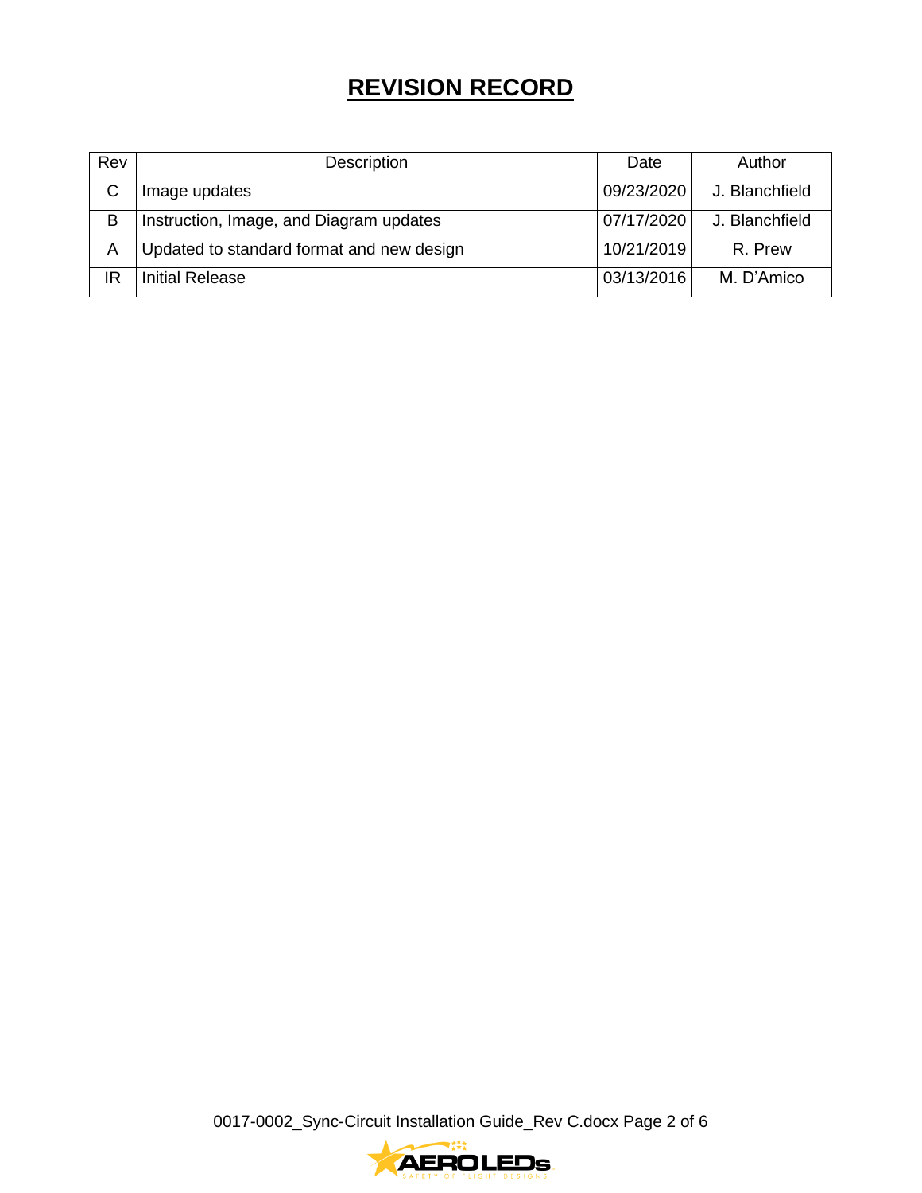# REVISION RECORD

| Rev | Description | Date | Author |
|---|---|---|---|
| C | Image updates | 09/23/2020 | J. Blanchfield |
| B | Instruction, Image, and Diagram updates | 07/17/2020 | J. Blanchfield |
| A | Updated to standard format and new design | 10/21/2019 | R. Prew |
| IR | Initial Release | 03/13/2016 | M. D'Amico |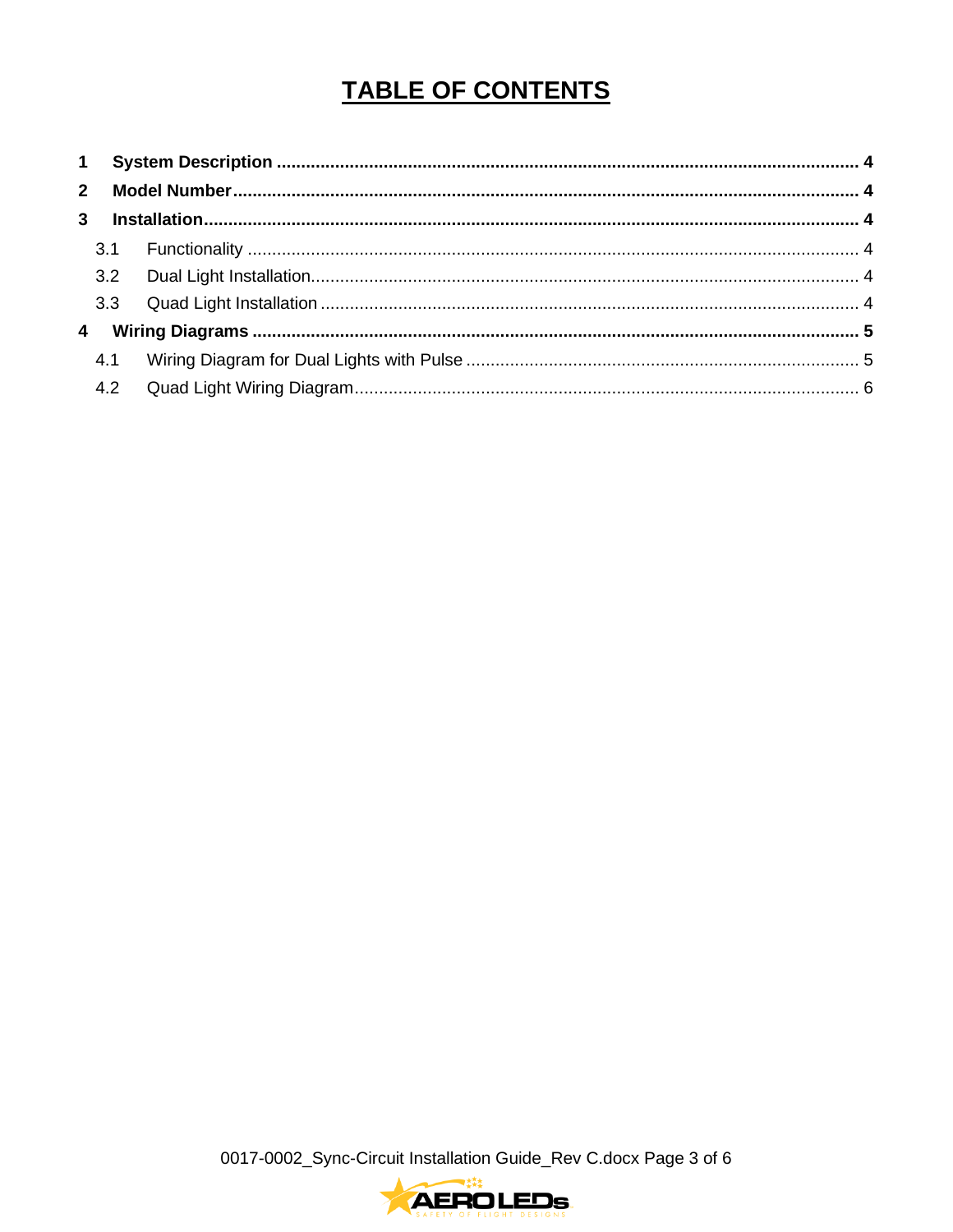# TABLE OF CONTENTS

**1 System Description** ........................................................................................................ **4**

**2 Model Number** ................................................................................................................ **4**

**3 Installation** ...................................................................................................................... **4**

- 3.1 Functionality ............................................................................................................... 4
- 3.2 Dual Light Installation ................................................................................................. 4
- 3.3 Quad Light Installation ............................................................................................... 4

**4 Wiring Diagrams** ............................................................................................................ **5**

- 4.1 Wiring Diagram for Dual Lights with Pulse ................................................................. 5
- 4.2 Quad Light Wiring Diagram ........................................................................................ 6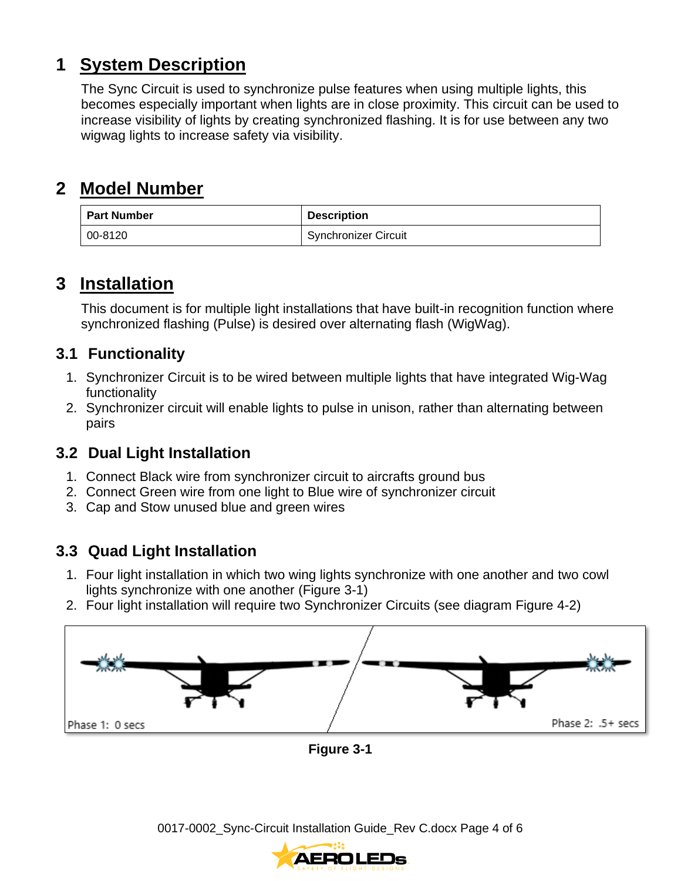# 1 System Description

The Sync Circuit is used to synchronize pulse features when using multiple lights, this becomes especially important when lights are in close proximity. This circuit can be used to increase visibility of lights by creating synchronized flashing. It is for use between any two wigwag lights to increase safety via visibility.

# 2 Model Number

| Part Number | Description |
| --- | --- |
| 00-8120 | Synchronizer Circuit |

# 3 Installation

This document is for multiple light installations that have built-in recognition function where synchronized flashing (Pulse) is desired over alternating flash (WigWag).

## 3.1 Functionality

1. Synchronizer Circuit is to be wired between multiple lights that have integrated Wig-Wag functionality
2. Synchronizer circuit will enable lights to pulse in unison, rather than alternating between pairs

## 3.2 Dual Light Installation

1. Connect Black wire from synchronizer circuit to aircrafts ground bus
2. Connect Green wire from one light to Blue wire of synchronizer circuit
3. Cap and Stow unused blue and green wires

## 3.3 Quad Light Installation

1. Four light installation in which two wing lights synchronize with one another and two cowl lights synchronize with one another (Figure 3-1)
2. Four light installation will require two Synchronizer Circuits (see diagram Figure 4-2)

Phase 1: 0 secs

Phase 2: .5+ secs

**Figure 3-1**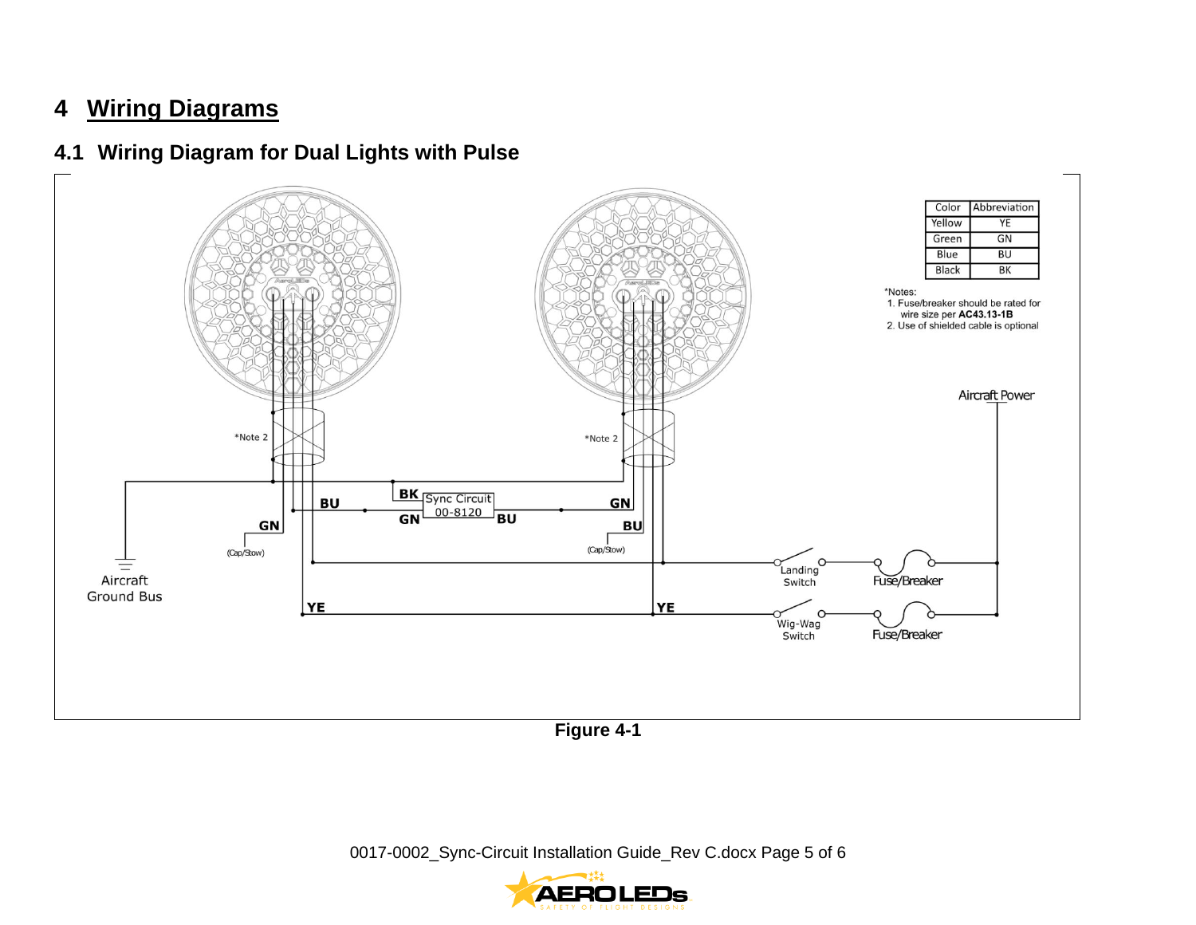# 4 Wiring Diagrams

## 4.1 Wiring Diagram for Dual Lights with Pulse

| Color | Abbreviation |
|---|---|
| Yellow | YE |
| Green | GN |
| Blue | BU |
| Black | BK |

*Notes:
1. Fuse/breaker should be rated for wire size per **AC43.13-1B**
2. Use of shielded cable is optional

Aircraft Power

*Note 2

*Note 2

BK Sync Circuit 00-8120

BU GN GN BU

GN BU

(Cap/Stow) (Cap/Stow)

Aircraft Ground Bus

YE YE

Landing Switch

Wig-Wag Switch

Fuse/Breaker

Fuse/Breaker

**Figure 4-1**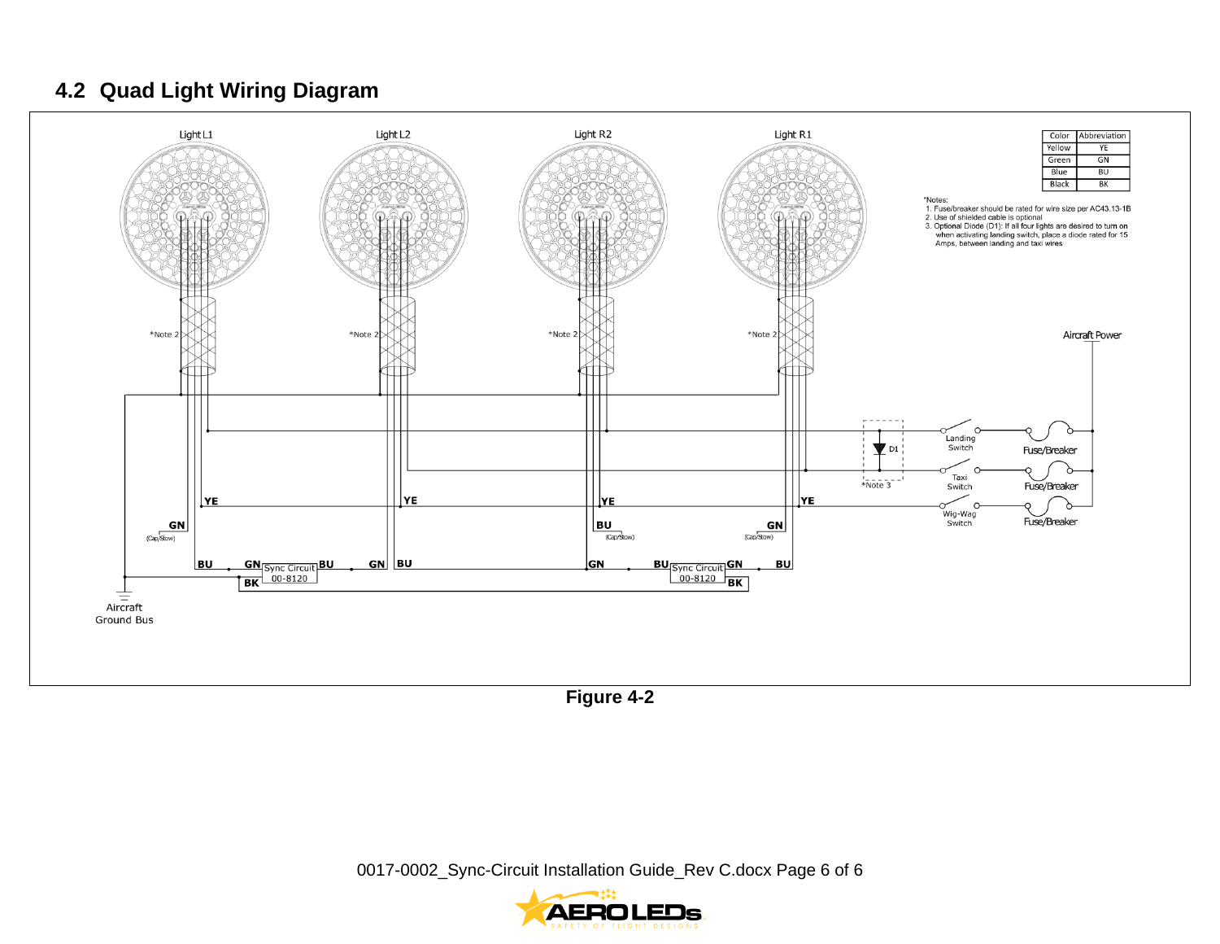## 4.2 Quad Light Wiring Diagram

Light L1

Light L2

Light R2

Light R1

| Color | Abbreviation |
|---|---|
| Yellow | YE |
| Green | GN |
| Blue | BU |
| Black | BK |

*Notes:
1. Fuse/breaker should be rated for wire size per AC43.13-1B
2. Use of shielded cable is optional
3. Optional Diode (D1): If all four lights are desired to turn on when activating landing switch, place a diode rated for 15 Amps, between landing and taxi wires

*Note 2

*Note 2

*Note 2

*Note 2

Aircraft Power

D1

*Note 3

Landing Switch

Taxi Switch

Wig-Wag Switch

Fuse/Breaker

Fuse/Breaker

Fuse/Breaker

YE

YE

YE

YE

GN (Cap/Stow)

BU (Cap/Stow)

GN (Cap/Stow)

BU

GN

Sync Circuit 00-8120

BU

GN

BU

GN

BU

Sync Circuit 00-8120

GN

BU

BK

BK

Aircraft Ground Bus

Figure 4-2